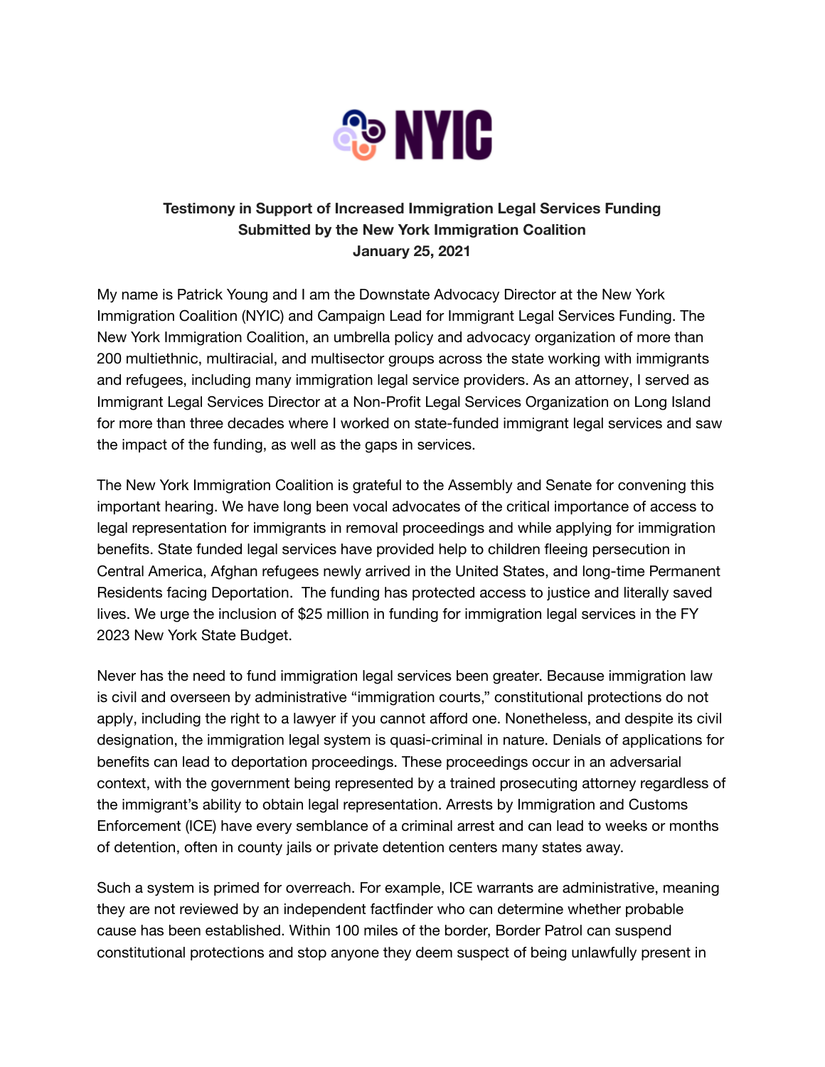NYIC

**Testimony in Support of Increased Immigration Legal Services Funding**
**Submitted by the New York Immigration Coalition**
**January 25, 2021**

My name is Patrick Young and I am the Downstate Advocacy Director at the New York Immigration Coalition (NYIC) and Campaign Lead for Immigrant Legal Services Funding. The New York Immigration Coalition, an umbrella policy and advocacy organization of more than 200 multiethnic, multiracial, and multisector groups across the state working with immigrants and refugees, including many immigration legal service providers. As an attorney, I served as Immigrant Legal Services Director at a Non-Profit Legal Services Organization on Long Island for more than three decades where I worked on state-funded immigrant legal services and saw the impact of the funding, as well as the gaps in services.

The New York Immigration Coalition is grateful to the Assembly and Senate for convening this important hearing. We have long been vocal advocates of the critical importance of access to legal representation for immigrants in removal proceedings and while applying for immigration benefits. State funded legal services have provided help to children fleeing persecution in Central America, Afghan refugees newly arrived in the United States, and long-time Permanent Residents facing Deportation. The funding has protected access to justice and literally saved lives. We urge the inclusion of $25 million in funding for immigration legal services in the FY 2023 New York State Budget.

Never has the need to fund immigration legal services been greater. Because immigration law is civil and overseen by administrative "immigration courts," constitutional protections do not apply, including the right to a lawyer if you cannot afford one. Nonetheless, and despite its civil designation, the immigration legal system is quasi-criminal in nature. Denials of applications for benefits can lead to deportation proceedings. These proceedings occur in an adversarial context, with the government being represented by a trained prosecuting attorney regardless of the immigrant's ability to obtain legal representation. Arrests by Immigration and Customs Enforcement (ICE) have every semblance of a criminal arrest and can lead to weeks or months of detention, often in county jails or private detention centers many states away.

Such a system is primed for overreach. For example, ICE warrants are administrative, meaning they are not reviewed by an independent factfinder who can determine whether probable cause has been established. Within 100 miles of the border, Border Patrol can suspend constitutional protections and stop anyone they deem suspect of being unlawfully present in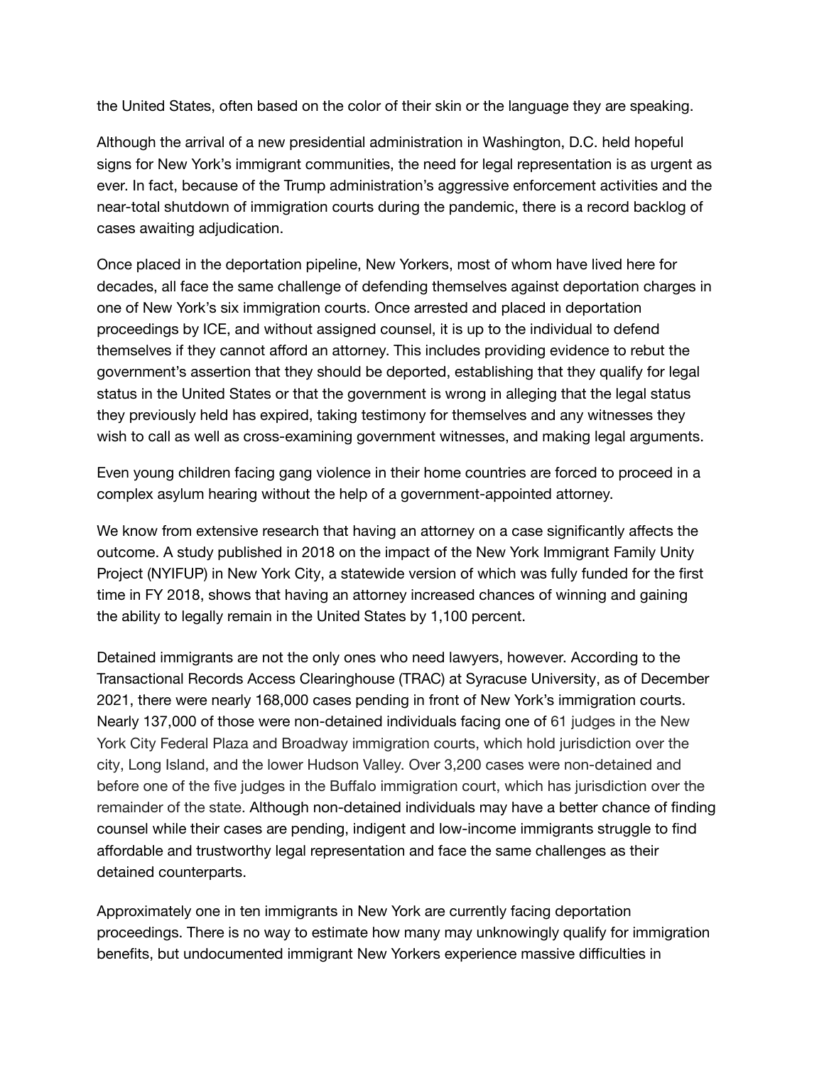the United States, often based on the color of their skin or the language they are speaking.

Although the arrival of a new presidential administration in Washington, D.C. held hopeful signs for New York's immigrant communities, the need for legal representation is as urgent as ever. In fact, because of the Trump administration's aggressive enforcement activities and the near-total shutdown of immigration courts during the pandemic, there is a record backlog of cases awaiting adjudication.

Once placed in the deportation pipeline, New Yorkers, most of whom have lived here for decades, all face the same challenge of defending themselves against deportation charges in one of New York's six immigration courts. Once arrested and placed in deportation proceedings by ICE, and without assigned counsel, it is up to the individual to defend themselves if they cannot afford an attorney. This includes providing evidence to rebut the government's assertion that they should be deported, establishing that they qualify for legal status in the United States or that the government is wrong in alleging that the legal status they previously held has expired, taking testimony for themselves and any witnesses they wish to call as well as cross-examining government witnesses, and making legal arguments.

Even young children facing gang violence in their home countries are forced to proceed in a complex asylum hearing without the help of a government-appointed attorney.

We know from extensive research that having an attorney on a case significantly affects the outcome. A study published in 2018 on the impact of the New York Immigrant Family Unity Project (NYIFUP) in New York City, a statewide version of which was fully funded for the first time in FY 2018, shows that having an attorney increased chances of winning and gaining the ability to legally remain in the United States by 1,100 percent.

Detained immigrants are not the only ones who need lawyers, however. According to the Transactional Records Access Clearinghouse (TRAC) at Syracuse University, as of December 2021, there were nearly 168,000 cases pending in front of New York's immigration courts. Nearly 137,000 of those were non-detained individuals facing one of 61 judges in the New York City Federal Plaza and Broadway immigration courts, which hold jurisdiction over the city, Long Island, and the lower Hudson Valley. Over 3,200 cases were non-detained and before one of the five judges in the Buffalo immigration court, which has jurisdiction over the remainder of the state. Although non-detained individuals may have a better chance of finding counsel while their cases are pending, indigent and low-income immigrants struggle to find affordable and trustworthy legal representation and face the same challenges as their detained counterparts.

Approximately one in ten immigrants in New York are currently facing deportation proceedings. There is no way to estimate how many may unknowingly qualify for immigration benefits, but undocumented immigrant New Yorkers experience massive difficulties in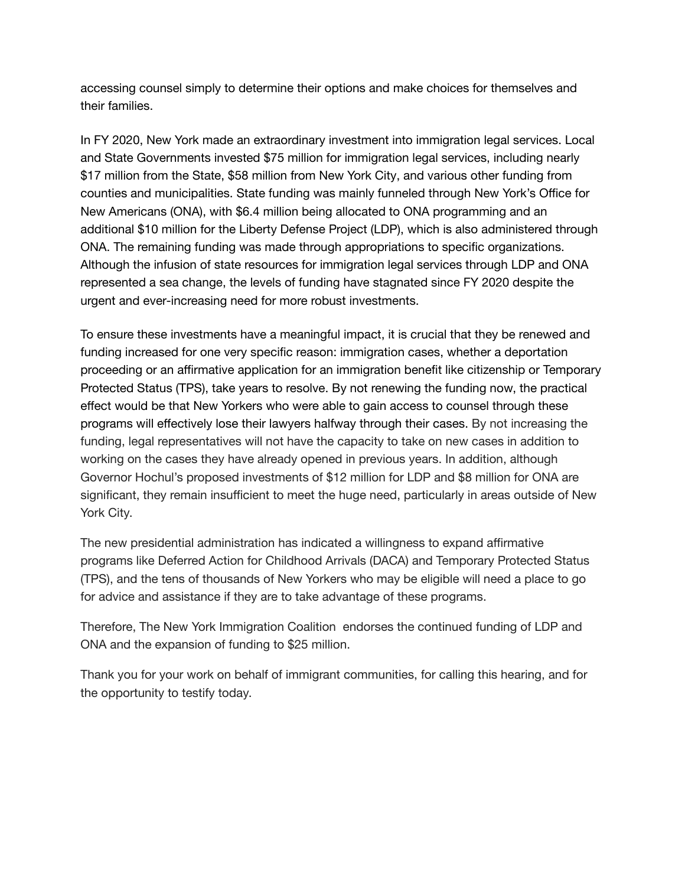accessing counsel simply to determine their options and make choices for themselves and their families.

In FY 2020, New York made an extraordinary investment into immigration legal services. Local and State Governments invested $75 million for immigration legal services, including nearly $17 million from the State, $58 million from New York City, and various other funding from counties and municipalities. State funding was mainly funneled through New York's Office for New Americans (ONA), with $6.4 million being allocated to ONA programming and an additional $10 million for the Liberty Defense Project (LDP), which is also administered through ONA. The remaining funding was made through appropriations to specific organizations. Although the infusion of state resources for immigration legal services through LDP and ONA represented a sea change, the levels of funding have stagnated since FY 2020 despite the urgent and ever-increasing need for more robust investments.

To ensure these investments have a meaningful impact, it is crucial that they be renewed and funding increased for one very specific reason: immigration cases, whether a deportation proceeding or an affirmative application for an immigration benefit like citizenship or Temporary Protected Status (TPS), take years to resolve. By not renewing the funding now, the practical effect would be that New Yorkers who were able to gain access to counsel through these programs will effectively lose their lawyers halfway through their cases. By not increasing the funding, legal representatives will not have the capacity to take on new cases in addition to working on the cases they have already opened in previous years. In addition, although Governor Hochul's proposed investments of $12 million for LDP and $8 million for ONA are significant, they remain insufficient to meet the huge need, particularly in areas outside of New York City.

The new presidential administration has indicated a willingness to expand affirmative programs like Deferred Action for Childhood Arrivals (DACA) and Temporary Protected Status (TPS), and the tens of thousands of New Yorkers who may be eligible will need a place to go for advice and assistance if they are to take advantage of these programs.

Therefore, The New York Immigration Coalition endorses the continued funding of LDP and ONA and the expansion of funding to $25 million.

Thank you for your work on behalf of immigrant communities, for calling this hearing, and for the opportunity to testify today.